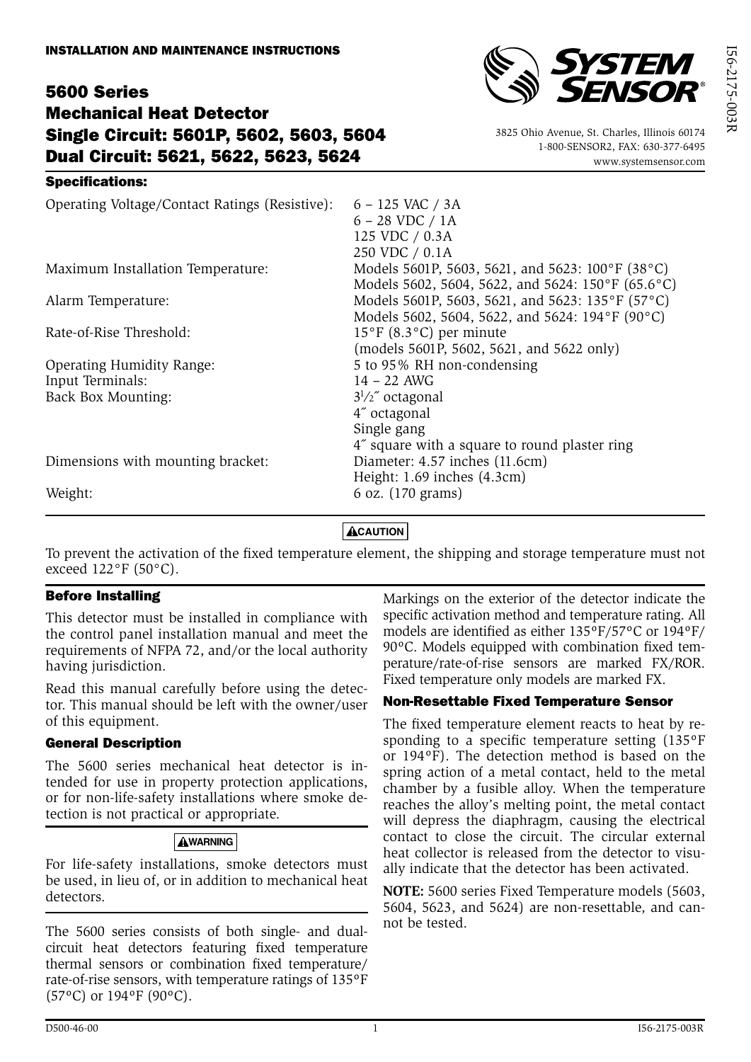INSTALLATION AND MAINTENANCE INSTRUCTIONS

# 5600 Series Mechanical Heat Detector Single Circuit: 5601P, 5602, 5603, 5604 Dual Circuit: 5621, 5622, 5623, 5624

3825 Ohio Avenue, St. Charles, Illinois 60174
1-800-SENSOR2, FAX: 630-377-6495
www.systemsensor.com

## Specifications:

| | |
|---|---|
| Operating Voltage/Contact Ratings (Resistive): | 6 – 125 VAC / 3A<br>6 – 28 VDC / 1A<br>125 VDC / 0.3A<br>250 VDC / 0.1A |
| Maximum Installation Temperature: | Models 5601P, 5603, 5621, and 5623: 100°F (38°C)<br>Models 5602, 5604, 5622, and 5624: 150°F (65.6°C) |
| Alarm Temperature: | Models 5601P, 5603, 5621, and 5623: 135°F (57°C)<br>Models 5602, 5604, 5622, and 5624: 194°F (90°C) |
| Rate-of-Rise Threshold: | 15°F (8.3°C) per minute<br>(models 5601P, 5602, 5621, and 5622 only) |
| Operating Humidity Range: | 5 to 95% RH non-condensing |
| Input Terminals: | 14 – 22 AWG |
| Back Box Mounting: | 3½″ octagonal<br>4″ octagonal<br>Single gang<br>4″ square with a square to round plaster ring |
| Dimensions with mounting bracket: | Diameter: 4.57 inches (11.6cm)<br>Height: 1.69 inches (4.3cm) |
| Weight: | 6 oz. (170 grams) |

**⚠CAUTION**

To prevent the activation of the fixed temperature element, the shipping and storage temperature must not exceed 122°F (50°C).

### Before Installing

This detector must be installed in compliance with the control panel installation manual and meet the requirements of NFPA 72, and/or the local authority having jurisdiction.

Read this manual carefully before using the detector. This manual should be left with the owner/user of this equipment.

### General Description

The 5600 series mechanical heat detector is intended for use in property protection applications, or for non-life-safety installations where smoke detection is not practical or appropriate.

**⚠WARNING**

For life-safety installations, smoke detectors must be used, in lieu of, or in addition to mechanical heat detectors.

The 5600 series consists of both single- and dual-circuit heat detectors featuring fixed temperature thermal sensors or combination fixed temperature/rate-of-rise sensors, with temperature ratings of 135°F (57°C) or 194°F (90°C).

Markings on the exterior of the detector indicate the specific activation method and temperature rating. All models are identified as either 135°F/57°C or 194°F/90°C. Models equipped with combination fixed temperature/rate-of-rise sensors are marked FX/ROR. Fixed temperature only models are marked FX.

### Non-Resettable Fixed Temperature Sensor

The fixed temperature element reacts to heat by responding to a specific temperature setting (135°F or 194°F). The detection method is based on the spring action of a metal contact, held to the metal chamber by a fusible alloy. When the temperature reaches the alloy's melting point, the metal contact will depress the diaphragm, causing the electrical contact to close the circuit. The circular external heat collector is released from the detector to visually indicate that the detector has been activated.

**NOTE:** 5600 series Fixed Temperature models (5603, 5604, 5623, and 5624) are non-resettable, and cannot be tested.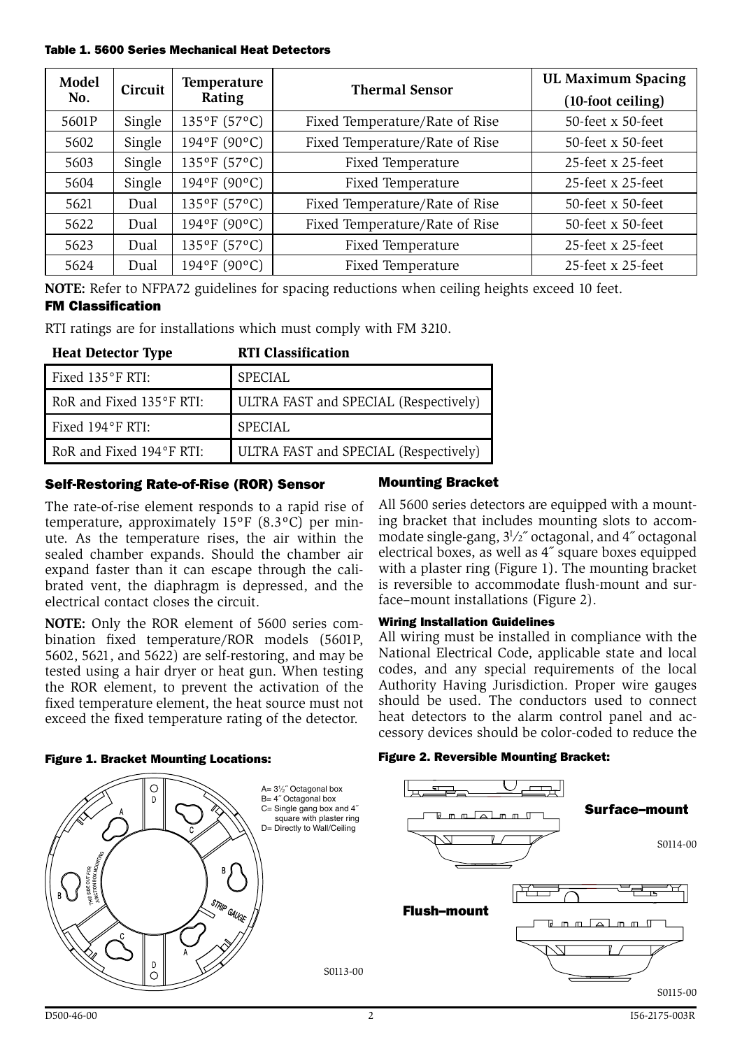**Table 1. 5600 Series Mechanical Heat Detectors**

| Model No. | Circuit | Temperature Rating | Thermal Sensor | UL Maximum Spacing (10-foot ceiling) |
|---|---|---|---|---|
| 5601P | Single | 135°F (57°C) | Fixed Temperature/Rate of Rise | 50-feet x 50-feet |
| 5602 | Single | 194°F (90°C) | Fixed Temperature/Rate of Rise | 50-feet x 50-feet |
| 5603 | Single | 135°F (57°C) | Fixed Temperature | 25-feet x 25-feet |
| 5604 | Single | 194°F (90°C) | Fixed Temperature | 25-feet x 25-feet |
| 5621 | Dual | 135°F (57°C) | Fixed Temperature/Rate of Rise | 50-feet x 50-feet |
| 5622 | Dual | 194°F (90°C) | Fixed Temperature/Rate of Rise | 50-feet x 50-feet |
| 5623 | Dual | 135°F (57°C) | Fixed Temperature | 25-feet x 25-feet |
| 5624 | Dual | 194°F (90°C) | Fixed Temperature | 25-feet x 25-feet |

**NOTE:** Refer to NFPA72 guidelines for spacing reductions when ceiling heights exceed 10 feet.

### FM Classification

RTI ratings are for installations which must comply with FM 3210.

| Heat Detector Type | RTI Classification |
|---|---|
| Fixed 135°F RTI: | SPECIAL |
| RoR and Fixed 135°F RTI: | ULTRA FAST and SPECIAL (Respectively) |
| Fixed 194°F RTI: | SPECIAL |
| RoR and Fixed 194°F RTI: | ULTRA FAST and SPECIAL (Respectively) |

### Self-Restoring Rate-of-Rise (ROR) Sensor

The rate-of-rise element responds to a rapid rise of temperature, approximately 15°F (8.3°C) per minute. As the temperature rises, the air within the sealed chamber expands. Should the chamber air expand faster than it can escape through the calibrated vent, the diaphragm is depressed, and the electrical contact closes the circuit.

**NOTE:** Only the ROR element of 5600 series combination fixed temperature/ROR models (5601P, 5602, 5621, and 5622) are self-restoring, and may be tested using a hair dryer or heat gun. When testing the ROR element, to prevent the activation of the fixed temperature element, the heat source must not exceed the fixed temperature rating of the detector.

**Figure 1. Bracket Mounting Locations:**

A= 3½″ Octagonal box
B= 4″ Octagonal box
C= Single gang box and 4″ square with plaster ring
D= Directly to Wall/Ceiling

THIS SIDE OUT FOR JUNCTION BOX MOUNTING

STRIP GAUGE

S0113-00

### Mounting Bracket

All 5600 series detectors are equipped with a mounting bracket that includes mounting slots to accommodate single-gang, 3½″ octagonal, and 4″ octagonal electrical boxes, as well as 4″ square boxes equipped with a plaster ring (Figure 1). The mounting bracket is reversible to accommodate flush-mount and surface–mount installations (Figure 2).

#### Wiring Installation Guidelines

All wiring must be installed in compliance with the National Electrical Code, applicable state and local codes, and any special requirements of the local Authority Having Jurisdiction. Proper wire gauges should be used. The conductors used to connect heat detectors to the alarm control panel and accessory devices should be color-coded to reduce the

**Figure 2. Reversible Mounting Bracket:**

Surface–mount

S0114-00

Flush–mount

S0115-00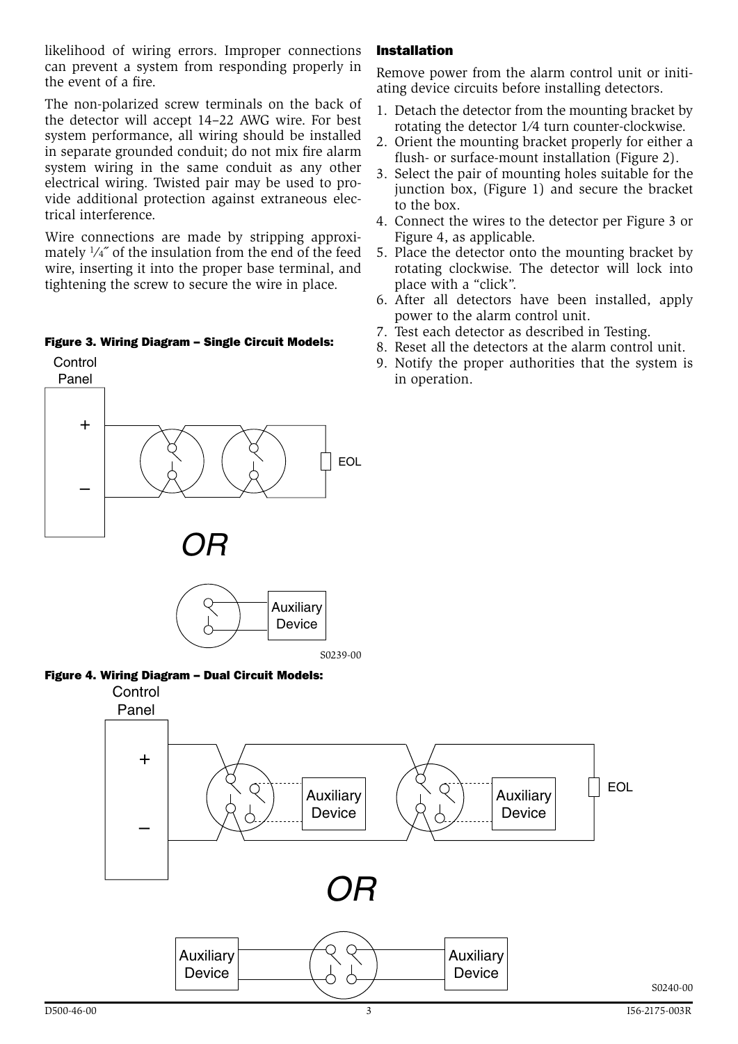likelihood of wiring errors. Improper connections can prevent a system from responding properly in the event of a fire.

The non-polarized screw terminals on the back of the detector will accept 14–22 AWG wire. For best system performance, all wiring should be installed in separate grounded conduit; do not mix fire alarm system wiring in the same conduit as any other electrical wiring. Twisted pair may be used to provide additional protection against extraneous electrical interference.

Wire connections are made by stripping approximately 1⁄4″ of the insulation from the end of the feed wire, inserting it into the proper base terminal, and tightening the screw to secure the wire in place.

**Figure 3. Wiring Diagram – Single Circuit Models:**

Control Panel

+

–

EOL

OR

Auxiliary Device

S0239-00

**Figure 4. Wiring Diagram – Dual Circuit Models:**

Control Panel

+

–

Auxiliary Device

Auxiliary Device

EOL

OR

Auxiliary Device

Auxiliary Device

S0240-00

### Installation

Remove power from the alarm control unit or initiating device circuits before installing detectors.

1. Detach the detector from the mounting bracket by rotating the detector 1⁄4 turn counter-clockwise.
2. Orient the mounting bracket properly for either a flush- or surface-mount installation (Figure 2).
3. Select the pair of mounting holes suitable for the junction box, (Figure 1) and secure the bracket to the box.
4. Connect the wires to the detector per Figure 3 or Figure 4, as applicable.
5. Place the detector onto the mounting bracket by rotating clockwise. The detector will lock into place with a "click".
6. After all detectors have been installed, apply power to the alarm control unit.
7. Test each detector as described in Testing.
8. Reset all the detectors at the alarm control unit.
9. Notify the proper authorities that the system is in operation.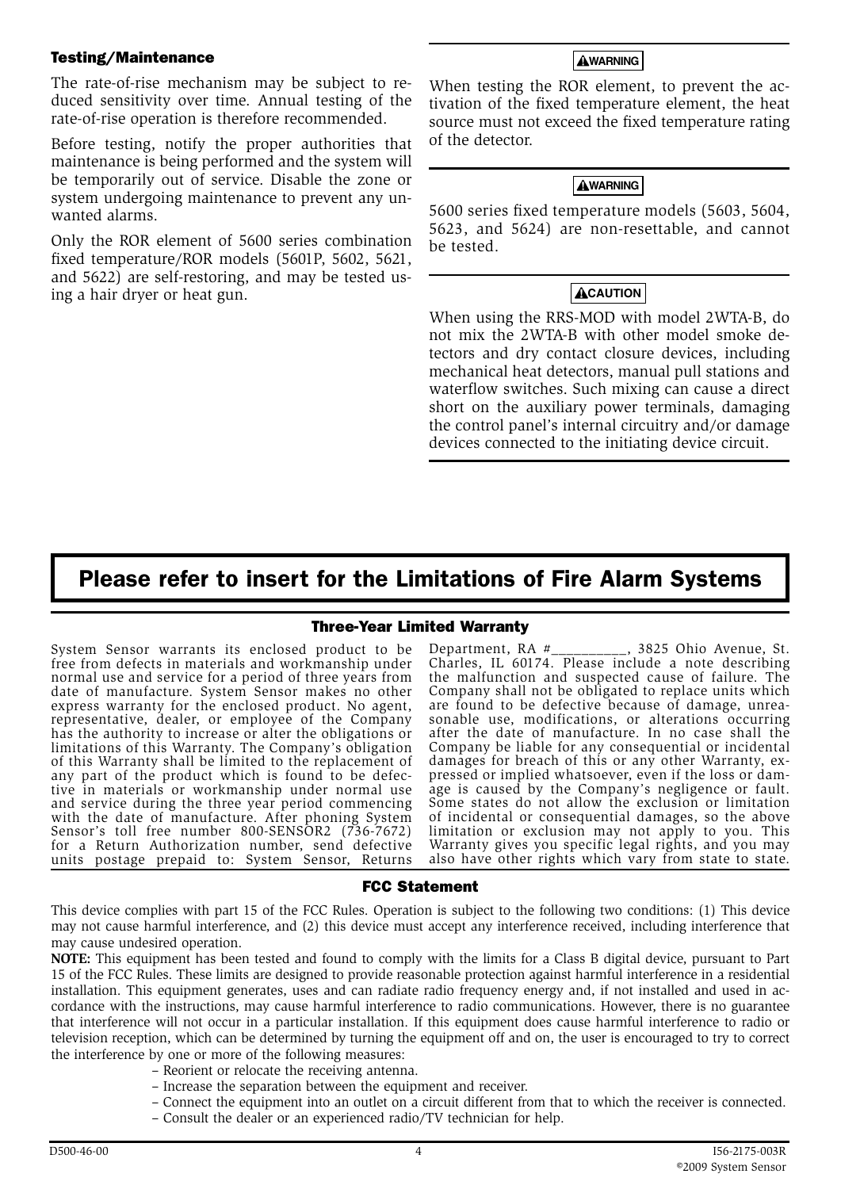### Testing/Maintenance

The rate-of-rise mechanism may be subject to reduced sensitivity over time. Annual testing of the rate-of-rise operation is therefore recommended.

Before testing, notify the proper authorities that maintenance is being performed and the system will be temporarily out of service. Disable the zone or system undergoing maintenance to prevent any unwanted alarms.

Only the ROR element of 5600 series combination fixed temperature/ROR models (5601P, 5602, 5621, and 5622) are self-restoring, and may be tested using a hair dryer or heat gun.

**⚠WARNING**

When testing the ROR element, to prevent the activation of the fixed temperature element, the heat source must not exceed the fixed temperature rating of the detector.

**⚠WARNING**

5600 series fixed temperature models (5603, 5604, 5623, and 5624) are non-resettable, and cannot be tested.

**⚠CAUTION**

When using the RRS-MOD with model 2WTA-B, do not mix the 2WTS-B with other model smoke detectors and dry contact closure devices, including mechanical heat detectors, manual pull stations and waterflow switches. Such mixing can cause a direct short on the auxiliary power terminals, damaging the control panel's internal circuitry and/or damage devices connected to the initiating device circuit.

## Please refer to insert for the Limitations of Fire Alarm Systems

### Three-Year Limited Warranty

System Sensor warrants its enclosed product to be free from defects in materials and workmanship under normal use and service for a period of three years from date of manufacture. System Sensor makes no other express warranty for the enclosed product. No agent, representative, dealer, or employee of the Company has the authority to increase or alter the obligations or limitations of this Warranty. The Company's obligation of this Warranty shall be limited to the replacement of any part of the product which is found to be defective in materials or workmanship under normal use and service during the three year period commencing with the date of manufacture. After phoning System Sensor's toll free number 800-SENSOR2 (736-7672) for a Return Authorization number, send defective units postage prepaid to: System Sensor, Returns Department, RA #__________, 3825 Ohio Avenue, St. Charles, IL 60174. Please include a note describing the malfunction and suspected cause of failure. The Company shall not be obligated to replace units which are found to be defective because of damage, unreasonable use, modifications, or alterations occurring after the date of manufacture. In no case shall the Company be liable for any consequential or incidental damages for breach of this or any other Warranty, expressed or implied whatsoever, even if the loss or damage is caused by the Company's negligence or fault. Some states do not allow the exclusion or limitation of incidental or consequential damages, so the above limitation or exclusion may not apply to you. This Warranty gives you specific legal rights, and you may also have other rights which vary from state to state.

### FCC Statement

This device complies with part 15 of the FCC Rules. Operation is subject to the following two conditions: (1) This device may not cause harmful interference, and (2) this device must accept any interference received, including interference that may cause undesired operation.

**NOTE:** This equipment has been tested and found to comply with the limits for a Class B digital device, pursuant to Part 15 of the FCC Rules. These limits are designed to provide reasonable protection against harmful interference in a residential installation. This equipment generates, uses and can radiate radio frequency energy and, if not installed and used in accordance with the instructions, may cause harmful interference to radio communications. However, there is no guarantee that interference will not occur in a particular installation. If this equipment does cause harmful interference to radio or television reception, which can be determined by turning the equipment off and on, the user is encouraged to try to correct the interference by one or more of the following measures:

- Reorient or relocate the receiving antenna.
- Increase the separation between the equipment and receiver.
- Connect the equipment into an outlet on a circuit different from that to which the receiver is connected.
- Consult the dealer or an experienced radio/TV technician for help.

D500-46-00

I56-2175-003R

©2009 System Sensor